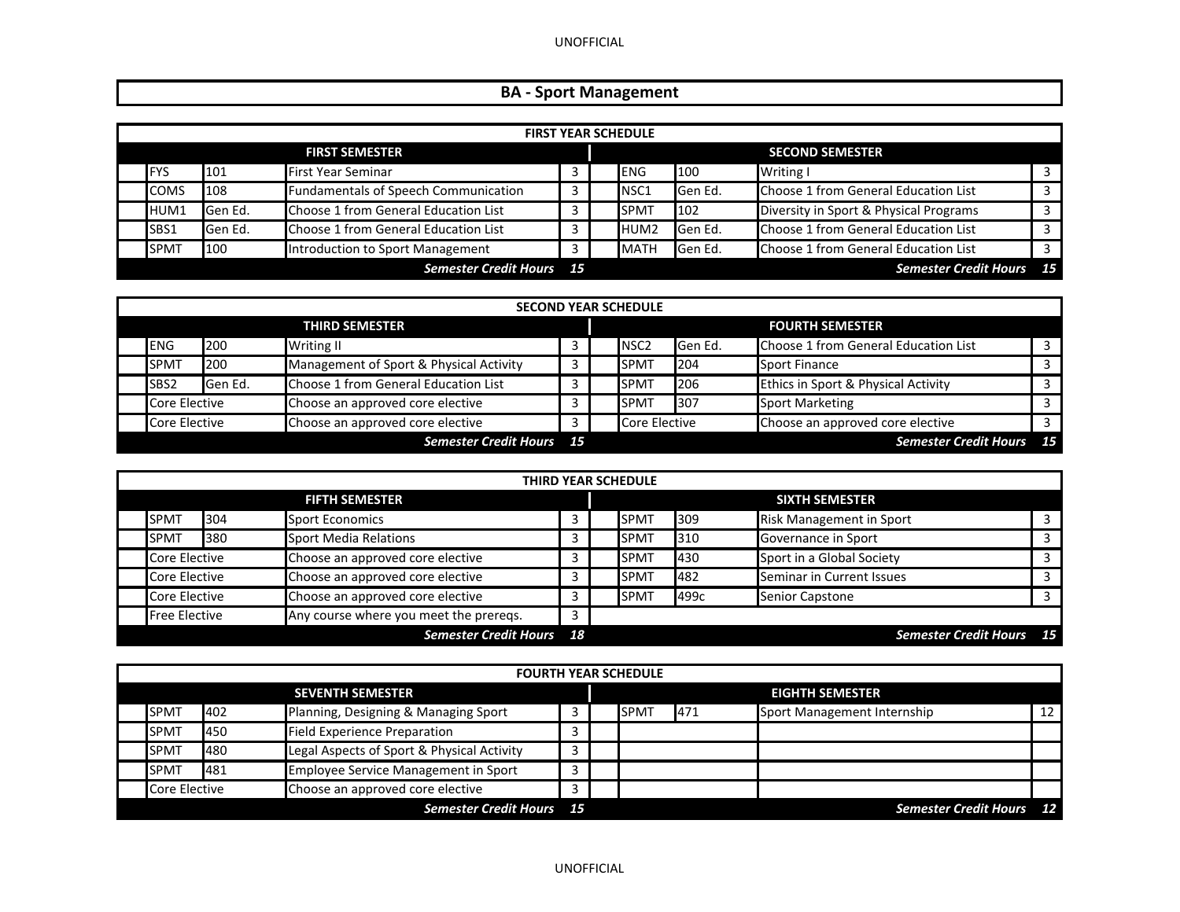# BA - Sport Management

## FIRST YEAR SCHEDULE

| FIRST SEMESTER | | | | SECOND SEMESTER | | | |
|---|---|---|---|---|---|---|---|
| FYS | 101 | First Year Seminar | 3 | ENG | 100 | Writing I | 3 |
| COMS | 108 | Fundamentals of Speech Communication | 3 | NSC1 | Gen Ed. | Choose 1 from General Education List | 3 |
| HUM1 | Gen Ed. | Choose 1 from General Education List | 3 | SPMT | 102 | Diversity in Sport & Physical Programs | 3 |
| SBS1 | Gen Ed. | Choose 1 from General Education List | 3 | HUM2 | Gen Ed. | Choose 1 from General Education List | 3 |
| SPMT | 100 | Introduction to Sport Management | 3 | MATH | Gen Ed. | Choose 1 from General Education List | 3 |
| | | ***Semester Credit Hours*** | ***15*** | | | ***Semester Credit Hours*** | ***15*** |

## SECOND YEAR SCHEDULE

| THIRD SEMESTER | | | | FOURTH SEMESTER | | | |
|---|---|---|---|---|---|---|---|
| ENG | 200 | Writing II | 3 | NSC2 | Gen Ed. | Choose 1 from General Education List | 3 |
| SPMT | 200 | Management of Sport & Physical Activity | 3 | SPMT | 204 | Sport Finance | 3 |
| SBS2 | Gen Ed. | Choose 1 from General Education List | 3 | SPMT | 206 | Ethics in Sport & Physical Activity | 3 |
| Core Elective | | Choose an approved core elective | 3 | SPMT | 307 | Sport Marketing | 3 |
| Core Elective | | Choose an approved core elective | 3 | Core Elective | | Choose an approved core elective | 3 |
| | | ***Semester Credit Hours*** | ***15*** | | | ***Semester Credit Hours*** | ***15*** |

## THIRD YEAR SCHEDULE

| FIFTH SEMESTER | | | | SIXTH SEMESTER | | | |
|---|---|---|---|---|---|---|---|
| SPMT | 304 | Sport Economics | 3 | SPMT | 309 | Risk Management in Sport | 3 |
| SPMT | 380 | Sport Media Relations | 3 | SPMT | 310 | Governance in Sport | 3 |
| Core Elective | | Choose an approved core elective | 3 | SPMT | 430 | Sport in a Global Society | 3 |
| Core Elective | | Choose an approved core elective | 3 | SPMT | 482 | Seminar in Current Issues | 3 |
| Core Elective | | Choose an approved core elective | 3 | SPMT | 499c | Senior Capstone | 3 |
| Free Elective | | Any course where you meet the prereqs. | 3 | | | | |
| | | ***Semester Credit Hours*** | ***18*** | | | ***Semester Credit Hours*** | ***15*** |

## FOURTH YEAR SCHEDULE

| SEVENTH SEMESTER | | | | EIGHTH SEMESTER | | | |
|---|---|---|---|---|---|---|---|
| SPMT | 402 | Planning, Designing & Managing Sport | 3 | SPMT | 471 | Sport Management Internship | 12 |
| SPMT | 450 | Field Experience Preparation | 3 | | | | |
| SPMT | 480 | Legal Aspects of Sport & Physical Activity | 3 | | | | |
| SPMT | 481 | Employee Service Management in Sport | 3 | | | | |
| Core Elective | | Choose an approved core elective | 3 | | | | |
| | | ***Semester Credit Hours*** | ***15*** | | | ***Semester Credit Hours*** | ***12*** |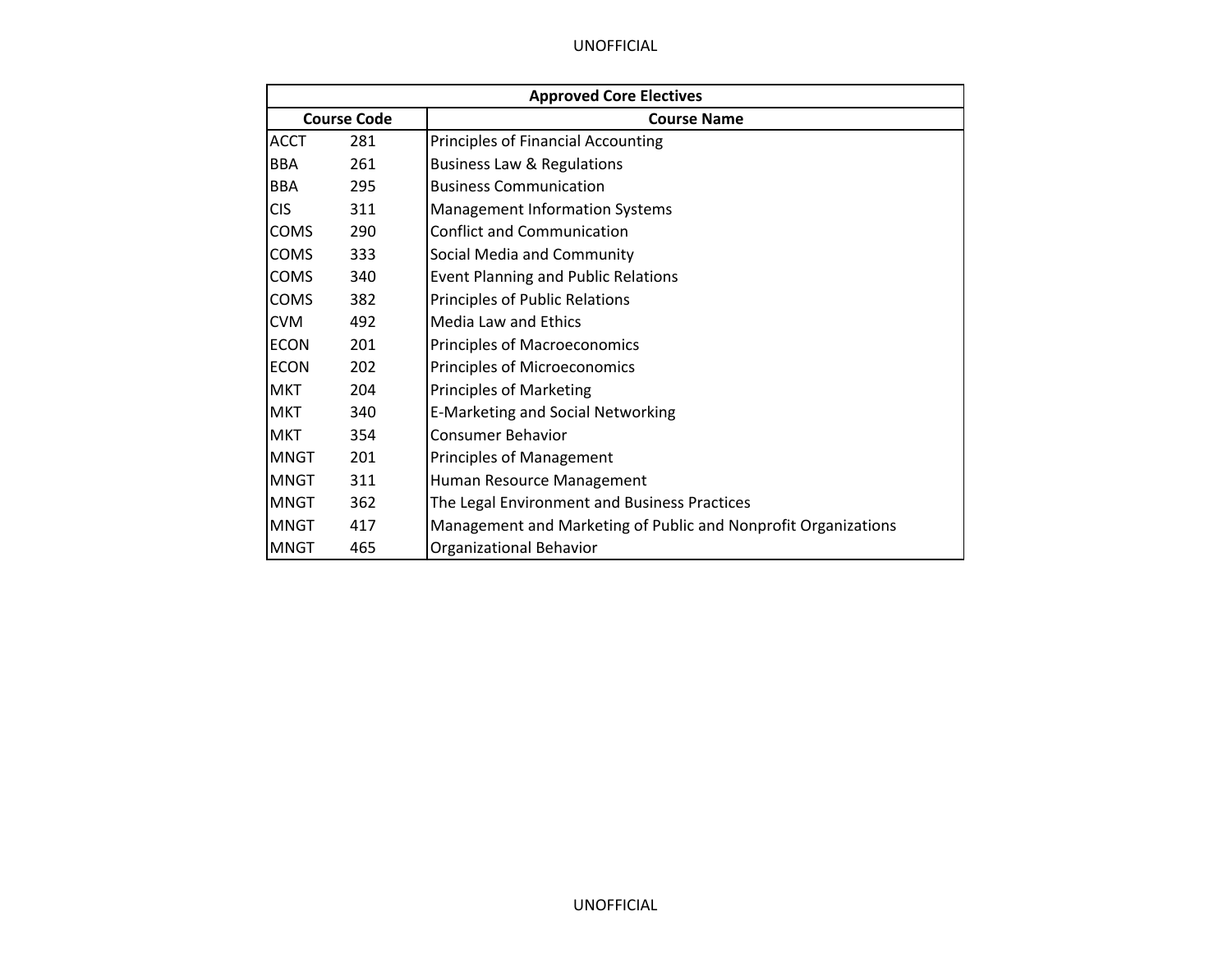| Approved Core Electives | | |
|---|---|---|
| Course Code | | Course Name |
| ACCT | 281 | Principles of Financial Accounting |
| BBA | 261 | Business Law & Regulations |
| BBA | 295 | Business Communication |
| CIS | 311 | Management Information Systems |
| COMS | 290 | Conflict and Communication |
| COMS | 333 | Social Media and Community |
| COMS | 340 | Event Planning and Public Relations |
| COMS | 382 | Principles of Public Relations |
| CVM | 492 | Media Law and Ethics |
| ECON | 201 | Principles of Macroeconomics |
| ECON | 202 | Principles of Microeconomics |
| MKT | 204 | Principles of Marketing |
| MKT | 340 | E-Marketing and Social Networking |
| MKT | 354 | Consumer Behavior |
| MNGT | 201 | Principles of Management |
| MNGT | 311 | Human Resource Management |
| MNGT | 362 | The Legal Environment and Business Practices |
| MNGT | 417 | Management and Marketing of Public and Nonprofit Organizations |
| MNGT | 465 | Organizational Behavior |